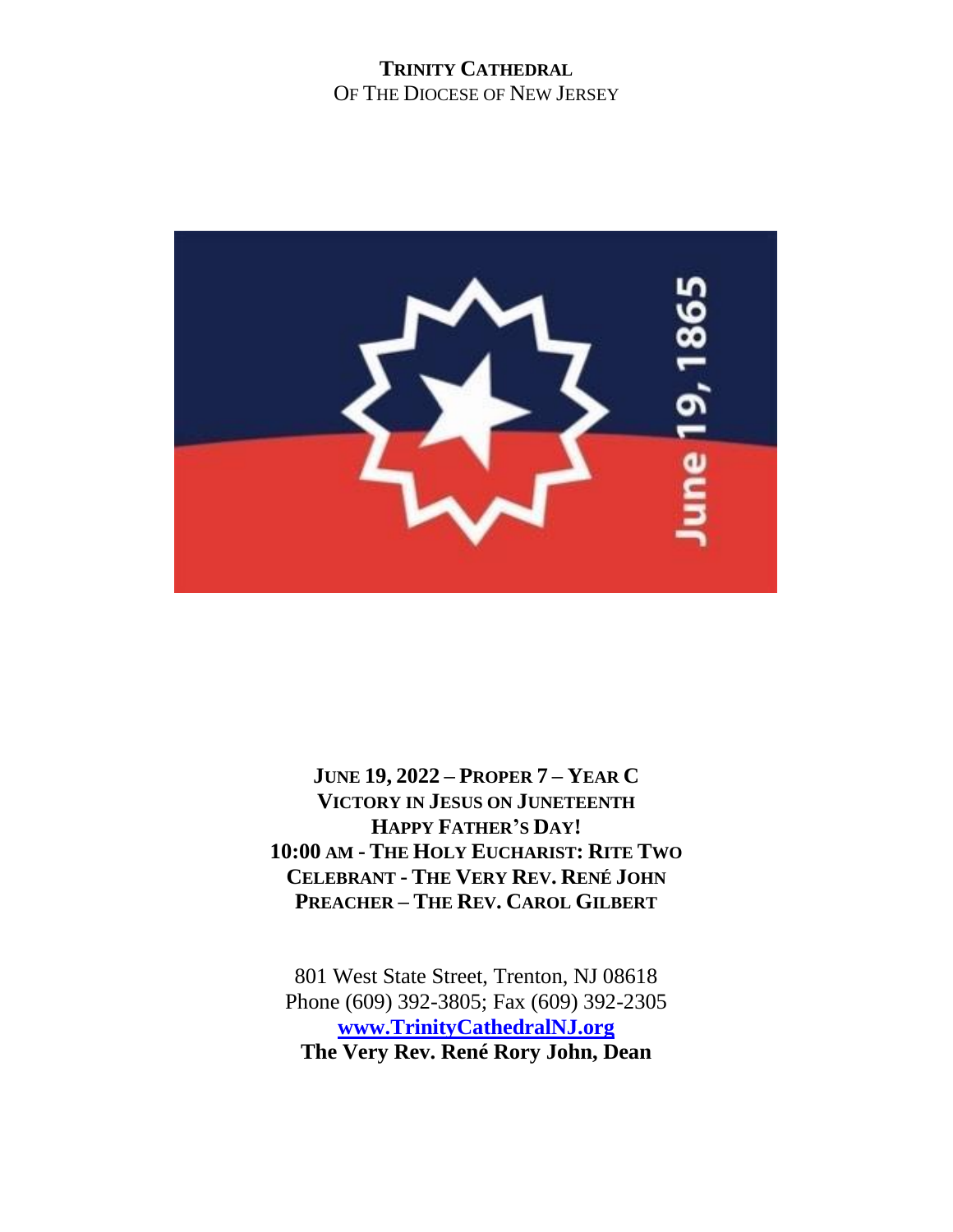**TRINITY CATHEDRAL**
OF THE DIOCESE OF NEW JERSEY

**JUNE 19, 2022 – PROPER 7 – YEAR C**
**VICTORY IN JESUS ON JUNETEENTH**
**HAPPY FATHER'S DAY!**
**10:00 AM - THE HOLY EUCHARIST: RITE TWO**
**CELEBRANT - THE VERY REV. RENÉ JOHN**
**PREACHER – THE REV. CAROL GILBERT**

801 West State Street, Trenton, NJ 08618
Phone (609) 392-3805; Fax (609) 392-2305
**www.TrinityCathedralNJ.org**
**The Very Rev. René Rory John, Dean**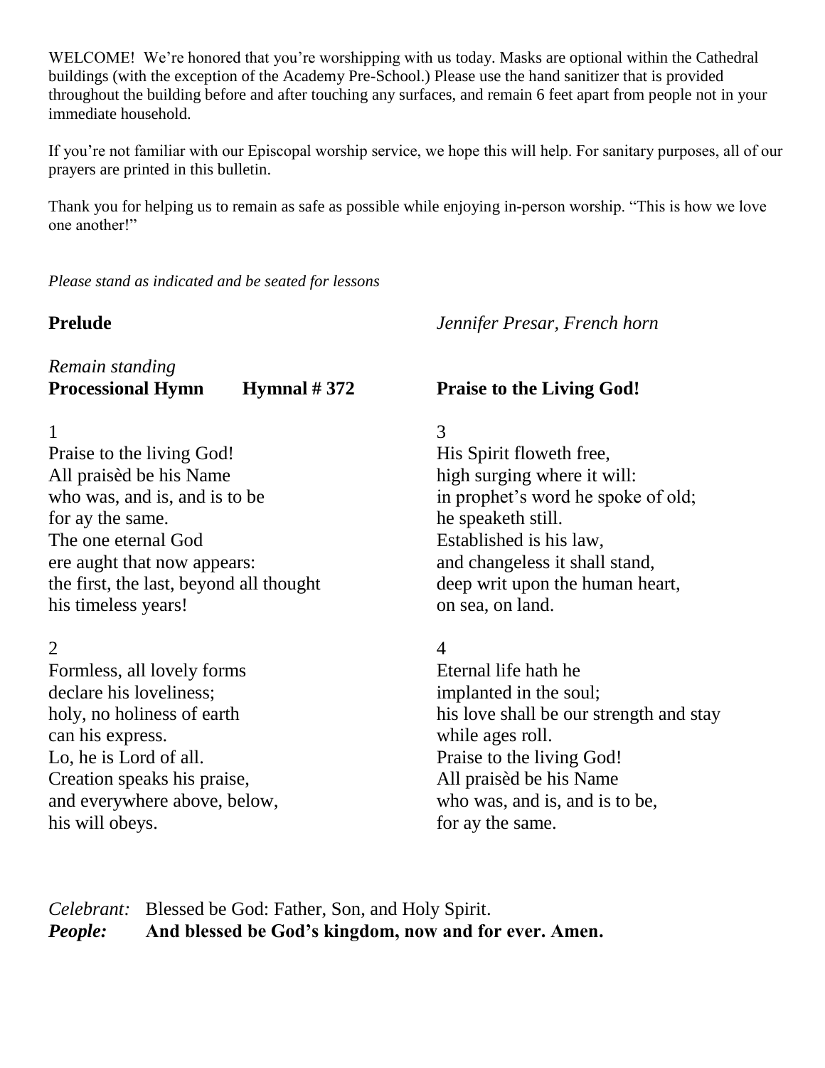WELCOME! We're honored that you're worshipping with us today. Masks are optional within the Cathedral buildings (with the exception of the Academy Pre-School.) Please use the hand sanitizer that is provided throughout the building before and after touching any surfaces, and remain 6 feet apart from people not in your immediate household.

If you're not familiar with our Episcopal worship service, we hope this will help. For sanitary purposes, all of our prayers are printed in this bulletin.

Thank you for helping us to remain as safe as possible while enjoying in-person worship. "This is how we love one another!"

*Please stand as indicated and be seated for lessons*

**Prelude** *Jennifer Presar, French horn*

*Remain standing*

**Processional Hymn Hymnal # 372 Praise to the Living God!**

1
Praise to the living God!
All praisèd be his Name
who was, and is, and is to be
for ay the same.
The one eternal God
ere aught that now appears:
the first, the last, beyond all thought
his timeless years!

2
Formless, all lovely forms
declare his loveliness;
holy, no holiness of earth
can his express.
Lo, he is Lord of all.
Creation speaks his praise,
and everywhere above, below,
his will obeys.

3
His Spirit floweth free,
high surging where it will:
in prophet's word he spoke of old;
he speaketh still.
Established is his law,
and changeless it shall stand,
deep writ upon the human heart,
on sea, on land.

4
Eternal life hath he
implanted in the soul;
his love shall be our strength and stay
while ages roll.
Praise to the living God!
All praisèd be his Name
who was, and is, and is to be,
for ay the same.

*Celebrant:* Blessed be God: Father, Son, and Holy Spirit.
***People:*** **And blessed be God's kingdom, now and for ever. Amen.**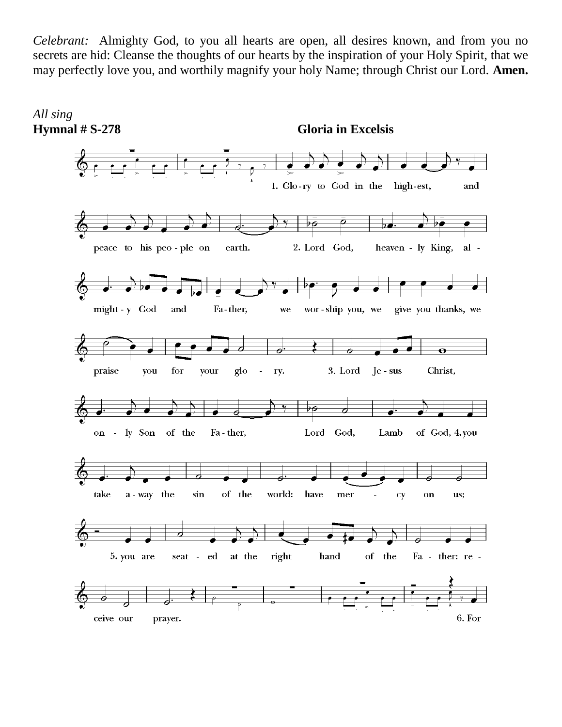*Celebrant:* Almighty God, to you all hearts are open, all desires known, and from you no secrets are hid: Cleanse the thoughts of our hearts by the inspiration of your Holy Spirit, that we may perfectly love you, and worthily magnify your holy Name; through Christ our Lord. **Amen.**

*All sing*

**Hymnal # S-278** **Gloria in Excelsis**

1. Glo-ry to God in the high-est, and peace to his peo-ple on earth.

2. Lord God, heaven-ly King, al-might-y God and Fa-ther, we wor-ship you, we give you thanks, we praise you for your glo-ry.

3. Lord Je-sus Christ, on-ly Son of the Fa-ther, Lord God, Lamb of God,

4. you take a-way the sin of the world: have mer-cy on us;

5. you are seat-ed at the right hand of the Fa-ther: re-ceive our prayer.

6. For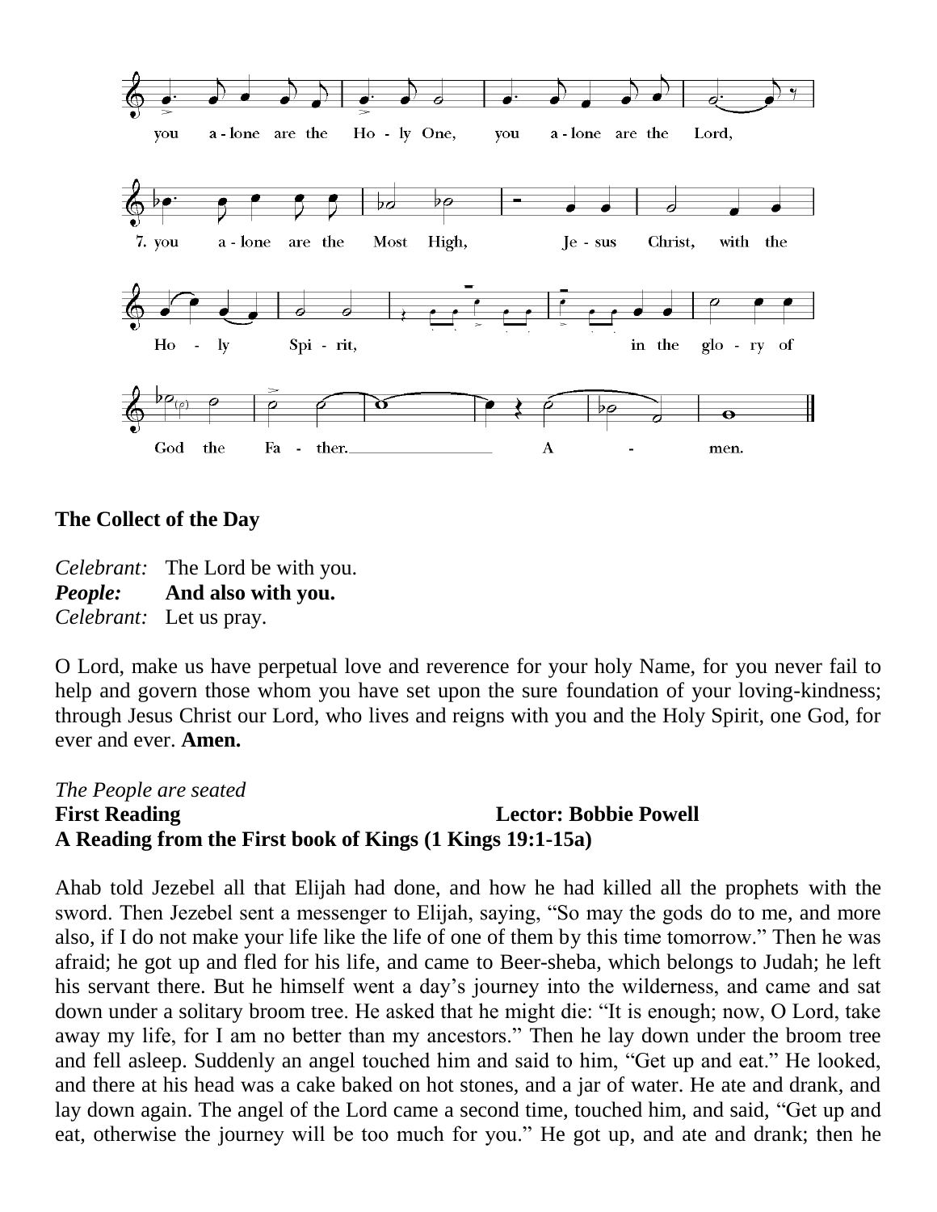you a-lone are the Ho-ly One, you a-lone are the Lord,

7. you a-lone are the Most High, Je-sus Christ, with the Ho-ly Spi-rit, in the glo-ry of God the Fa-ther. A-men.

**The Collect of the Day**

*Celebrant:* The Lord be with you.
***People:*** **And also with you.**
*Celebrant:* Let us pray.

O Lord, make us have perpetual love and reverence for your holy Name, for you never fail to help and govern those whom you have set upon the sure foundation of your loving-kindness; through Jesus Christ our Lord, who lives and reigns with you and the Holy Spirit, one God, for ever and ever. **Amen.**

*The People are seated*

**First Reading** **Lector: Bobbie Powell**

**A Reading from the First book of Kings (1 Kings 19:1-15a)**

Ahab told Jezebel all that Elijah had done, and how he had killed all the prophets with the sword. Then Jezebel sent a messenger to Elijah, saying, "So may the gods do to me, and more also, if I do not make your life like the life of one of them by this time tomorrow." Then he was afraid; he got up and fled for his life, and came to Beer-sheba, which belongs to Judah; he left his servant there. But he himself went a day's journey into the wilderness, and came and sat down under a solitary broom tree. He asked that he might die: "It is enough; now, O Lord, take away my life, for I am no better than my ancestors." Then he lay down under the broom tree and fell asleep. Suddenly an angel touched him and said to him, "Get up and eat." He looked, and there at his head was a cake baked on hot stones, and a jar of water. He ate and drank, and lay down again. The angel of the Lord came a second time, touched him, and said, "Get up and eat, otherwise the journey will be too much for you." He got up, and ate and drank; then he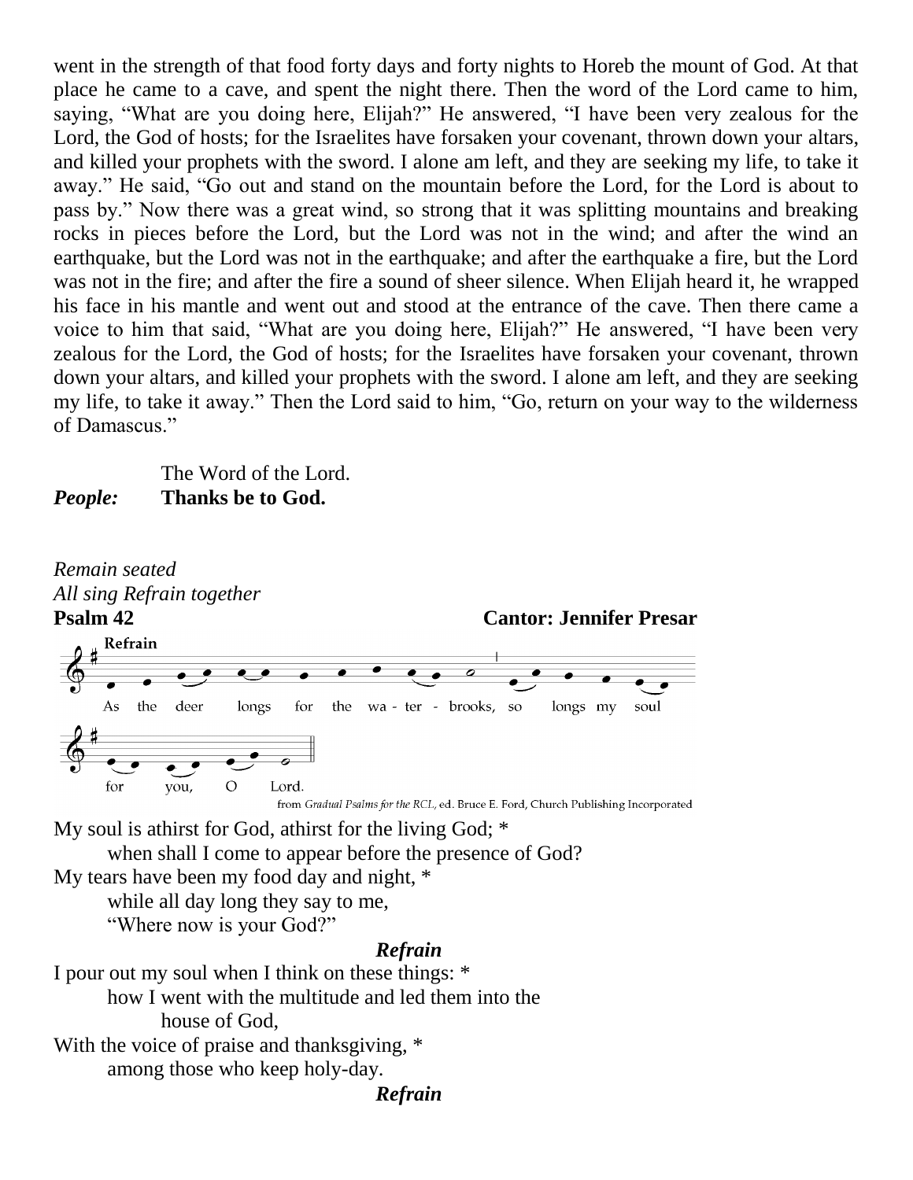went in the strength of that food forty days and forty nights to Horeb the mount of God. At that place he came to a cave, and spent the night there. Then the word of the Lord came to him, saying, “What are you doing here, Elijah?” He answered, “I have been very zealous for the Lord, the God of hosts; for the Israelites have forsaken your covenant, thrown down your altars, and killed your prophets with the sword. I alone am left, and they are seeking my life, to take it away.” He said, “Go out and stand on the mountain before the Lord, for the Lord is about to pass by.” Now there was a great wind, so strong that it was splitting mountains and breaking rocks in pieces before the Lord, but the Lord was not in the wind; and after the wind an earthquake, but the Lord was not in the earthquake; and after the earthquake a fire, but the Lord was not in the fire; and after the fire a sound of sheer silence. When Elijah heard it, he wrapped his face in his mantle and went out and stood at the entrance of the cave. Then there came a voice to him that said, “What are you doing here, Elijah?” He answered, “I have been very zealous for the Lord, the God of hosts; for the Israelites have forsaken your covenant, thrown down your altars, and killed your prophets with the sword. I alone am left, and they are seeking my life, to take it away.” Then the Lord said to him, “Go, return on your way to the wilderness of Damascus.”

The Word of the Lord.

***People:*** **Thanks be to God.**

*Remain seated*
*All sing Refrain together*

**Psalm 42** **Cantor: Jennifer Presar**

Refrain

As the deer longs for the wa - ter - brooks, so longs my soul for you, O Lord.

from *Gradual Psalms for the RCL*, ed. Bruce E. Ford, Church Publishing Incorporated

My soul is athirst for God, athirst for the living God; *
when shall I come to appear before the presence of God?
My tears have been my food day and night, *
while all day long they say to me,
“Where now is your God?”

***Refrain***

I pour out my soul when I think on these things: *
how I went with the multitude and led them into the
house of God,
With the voice of praise and thanksgiving, *
among those who keep holy-day.

***Refrain***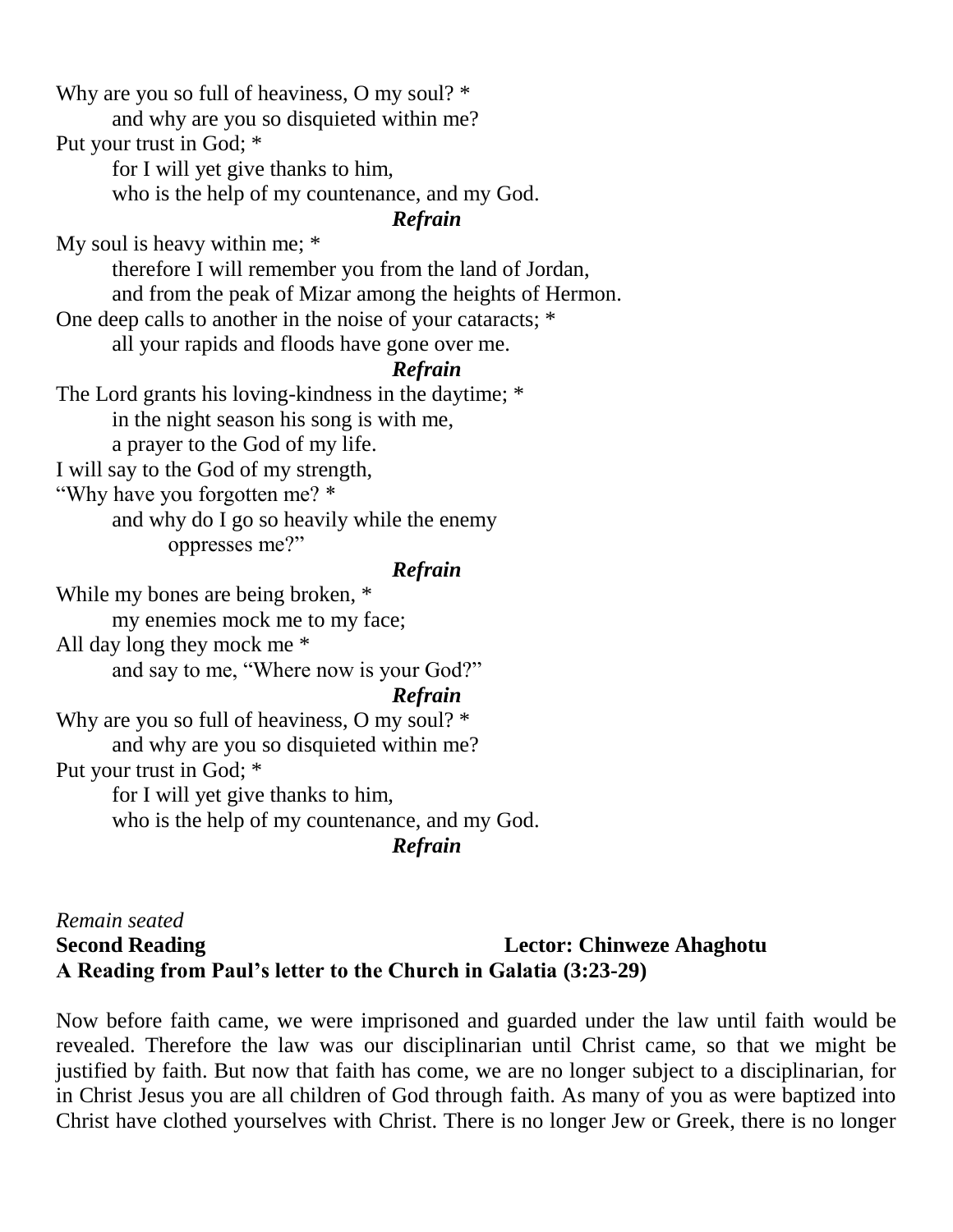Why are you so full of heaviness, O my soul? *
    and why are you so disquieted within me?
Put your trust in God; *
    for I will yet give thanks to him,
    who is the help of my countenance, and my God.

***Refrain***

My soul is heavy within me; *
    therefore I will remember you from the land of Jordan,
    and from the peak of Mizar among the heights of Hermon.
One deep calls to another in the noise of your cataracts; *
    all your rapids and floods have gone over me.

***Refrain***

The Lord grants his loving-kindness in the daytime; *
    in the night season his song is with me,
    a prayer to the God of my life.
I will say to the God of my strength,
"Why have you forgotten me? *
    and why do I go so heavily while the enemy
        oppresses me?"

***Refrain***

While my bones are being broken, *
    my enemies mock me to my face;
All day long they mock me *
    and say to me, "Where now is your God?"

***Refrain***

Why are you so full of heaviness, O my soul? *
    and why are you so disquieted within me?
Put your trust in God; *
    for I will yet give thanks to him,
    who is the help of my countenance, and my God.

***Refrain***

*Remain seated*

**Second Reading** **Lector: Chinweze Ahaghotu**

**A Reading from Paul's letter to the Church in Galatia (3:23-29)**

Now before faith came, we were imprisoned and guarded under the law until faith would be revealed. Therefore the law was our disciplinarian until Christ came, so that we might be justified by faith. But now that faith has come, we are no longer subject to a disciplinarian, for in Christ Jesus you are all children of God through faith. As many of you as were baptized into Christ have clothed yourselves with Christ. There is no longer Jew or Greek, there is no longer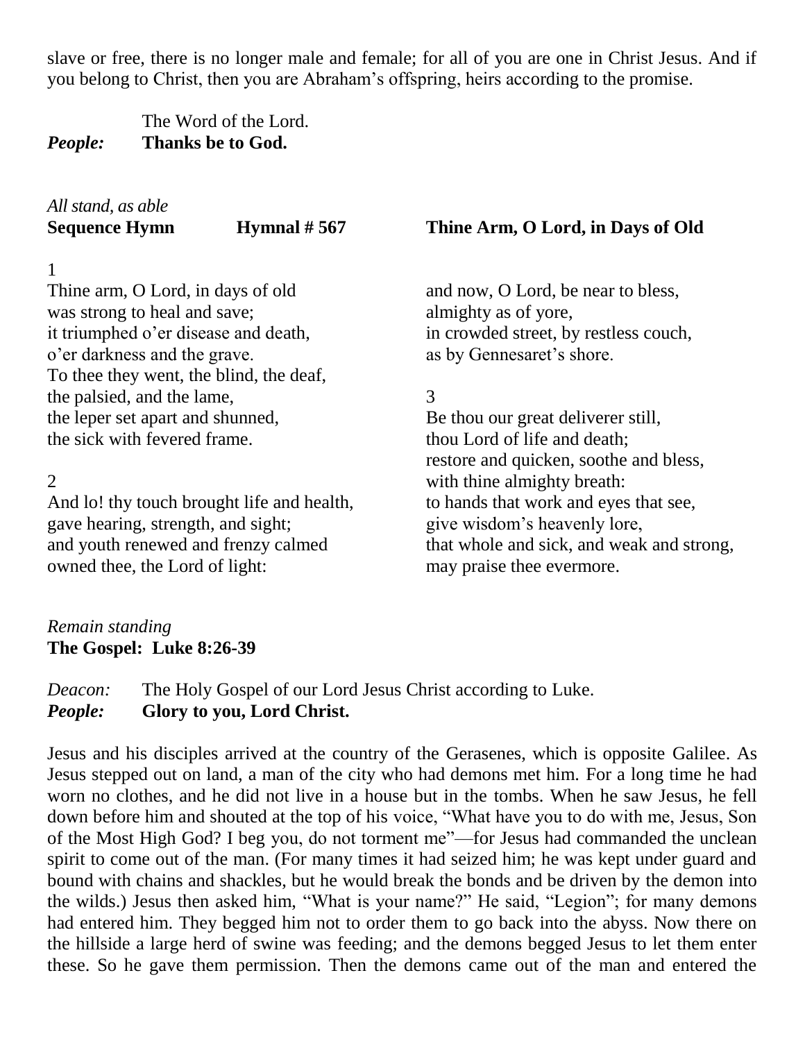slave or free, there is no longer male and female; for all of you are one in Christ Jesus. And if you belong to Christ, then you are Abraham's offspring, heirs according to the promise.

The Word of the Lord.
***People:*** **Thanks be to God.**

*All stand, as able*
**Sequence Hymn** **Hymnal # 567** **Thine Arm, O Lord, in Days of Old**

1
Thine arm, O Lord, in days of old
was strong to heal and save;
it triumphed o'er disease and death,
o'er darkness and the grave.
To thee they went, the blind, the deaf,
the palsied, and the lame,
the leper set apart and shunned,
the sick with fevered frame.

2
And lo! thy touch brought life and health,
gave hearing, strength, and sight;
and youth renewed and frenzy calmed
owned thee, the Lord of light:
and now, O Lord, be near to bless,
almighty as of yore,
in crowded street, by restless couch,
as by Gennesaret's shore.

3
Be thou our great deliverer still,
thou Lord of life and death;
restore and quicken, soothe and bless,
with thine almighty breath:
to hands that work and eyes that see,
give wisdom's heavenly lore,
that whole and sick, and weak and strong,
may praise thee evermore.

*Remain standing*
**The Gospel: Luke 8:26-39**

*Deacon:* The Holy Gospel of our Lord Jesus Christ according to Luke.
***People:*** **Glory to you, Lord Christ.**

Jesus and his disciples arrived at the country of the Gerasenes, which is opposite Galilee. As Jesus stepped out on land, a man of the city who had demons met him. For a long time he had worn no clothes, and he did not live in a house but in the tombs. When he saw Jesus, he fell down before him and shouted at the top of his voice, "What have you to do with me, Jesus, Son of the Most High God? I beg you, do not torment me"—for Jesus had commanded the unclean spirit to come out of the man. (For many times it had seized him; he was kept under guard and bound with chains and shackles, but he would break the bonds and be driven by the demon into the wilds.) Jesus then asked him, "What is your name?" He said, "Legion"; for many demons had entered him. They begged him not to order them to go back into the abyss. Now there on the hillside a large herd of swine was feeding; and the demons begged Jesus to let them enter these. So he gave them permission. Then the demons came out of the man and entered the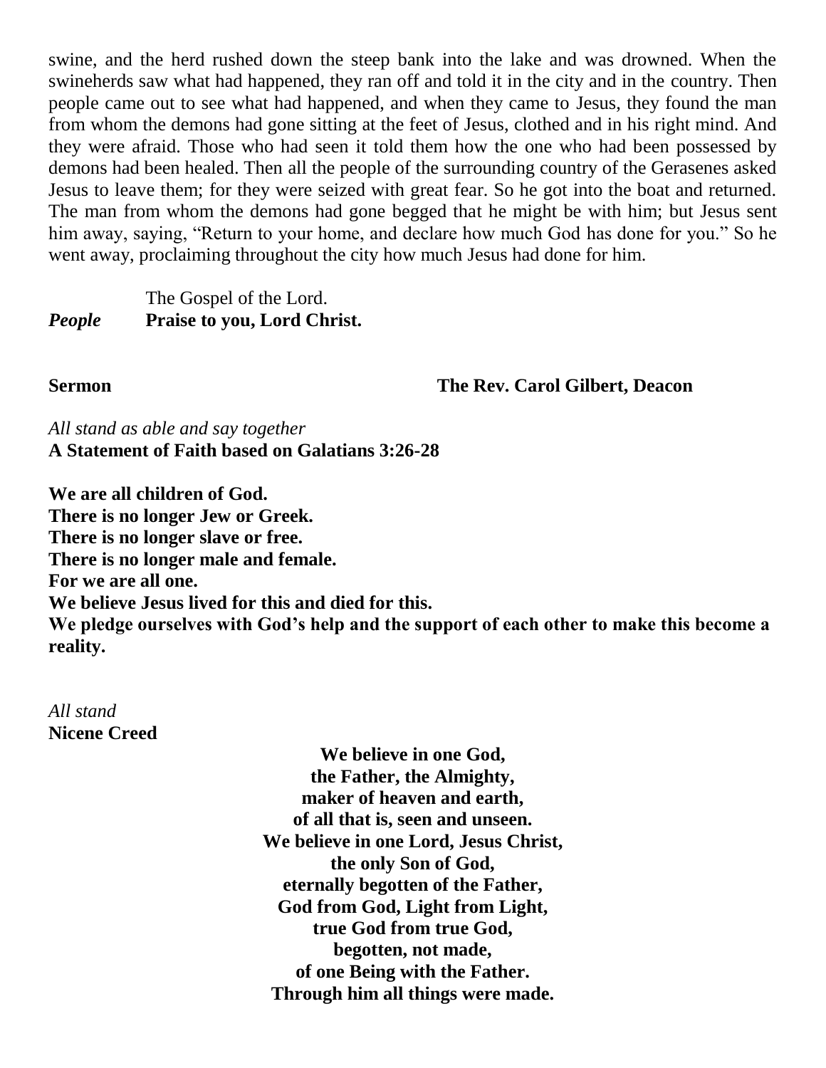swine, and the herd rushed down the steep bank into the lake and was drowned. When the swineherds saw what had happened, they ran off and told it in the city and in the country. Then people came out to see what had happened, and when they came to Jesus, they found the man from whom the demons had gone sitting at the feet of Jesus, clothed and in his right mind. And they were afraid. Those who had seen it told them how the one who had been possessed by demons had been healed. Then all the people of the surrounding country of the Gerasenes asked Jesus to leave them; for they were seized with great fear. So he got into the boat and returned. The man from whom the demons had gone begged that he might be with him; but Jesus sent him away, saying, "Return to your home, and declare how much God has done for you." So he went away, proclaiming throughout the city how much Jesus had done for him.

The Gospel of the Lord.
***People*** **Praise to you, Lord Christ.**

**Sermon** **The Rev. Carol Gilbert, Deacon**

*All stand as able and say together*
**A Statement of Faith based on Galatians 3:26-28**

**We are all children of God.**
**There is no longer Jew or Greek.**
**There is no longer slave or free.**
**There is no longer male and female.**
**For we are all one.**
**We believe Jesus lived for this and died for this.**
**We pledge ourselves with God's help and the support of each other to make this become a reality.**

*All stand*
**Nicene Creed**

**We believe in one God,**
**the Father, the Almighty,**
**maker of heaven and earth,**
**of all that is, seen and unseen.**
**We believe in one Lord, Jesus Christ,**
**the only Son of God,**
**eternally begotten of the Father,**
**God from God, Light from Light,**
**true God from true God,**
**begotten, not made,**
**of one Being with the Father.**
**Through him all things were made.**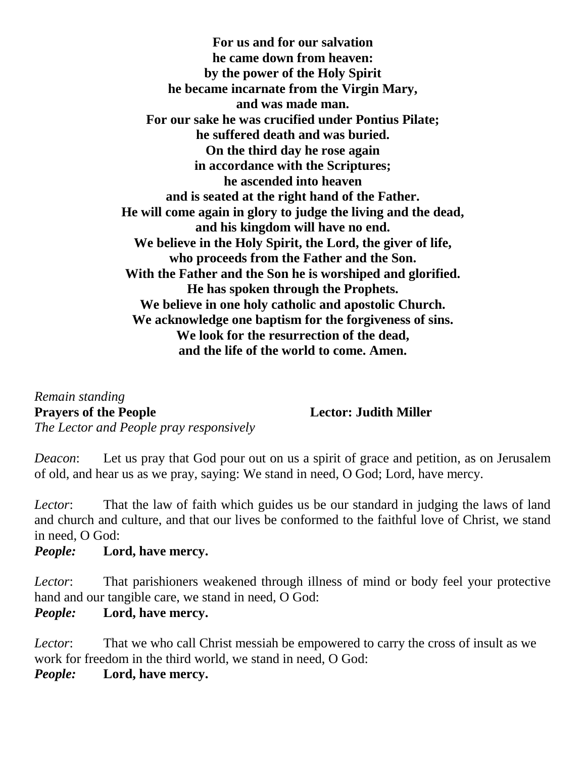**For us and for our salvation**
**he came down from heaven:**
**by the power of the Holy Spirit**
**he became incarnate from the Virgin Mary,**
**and was made man.**
**For our sake he was crucified under Pontius Pilate;**
**he suffered death and was buried.**
**On the third day he rose again**
**in accordance with the Scriptures;**
**he ascended into heaven**
**and is seated at the right hand of the Father.**
**He will come again in glory to judge the living and the dead,**
**and his kingdom will have no end.**
**We believe in the Holy Spirit, the Lord, the giver of life,**
**who proceeds from the Father and the Son.**
**With the Father and the Son he is worshiped and glorified.**
**He has spoken through the Prophets.**
**We believe in one holy catholic and apostolic Church.**
**We acknowledge one baptism for the forgiveness of sins.**
**We look for the resurrection of the dead,**
**and the life of the world to come. Amen.**

*Remain standing*

**Prayers of the People** **Lector: Judith Miller**

*The Lector and People pray responsively*

*Deacon*: Let us pray that God pour out on us a spirit of grace and petition, as on Jerusalem of old, and hear us as we pray, saying: We stand in need, O God; Lord, have mercy.

*Lector*: That the law of faith which guides us be our standard in judging the laws of land and church and culture, and that our lives be conformed to the faithful love of Christ, we stand in need, O God:

***People:*** **Lord, have mercy.**

*Lector*: That parishioners weakened through illness of mind or body feel your protective hand and our tangible care, we stand in need, O God:

***People:*** **Lord, have mercy.**

*Lector*: That we who call Christ messiah be empowered to carry the cross of insult as we work for freedom in the third world, we stand in need, O God:

***People:*** **Lord, have mercy.**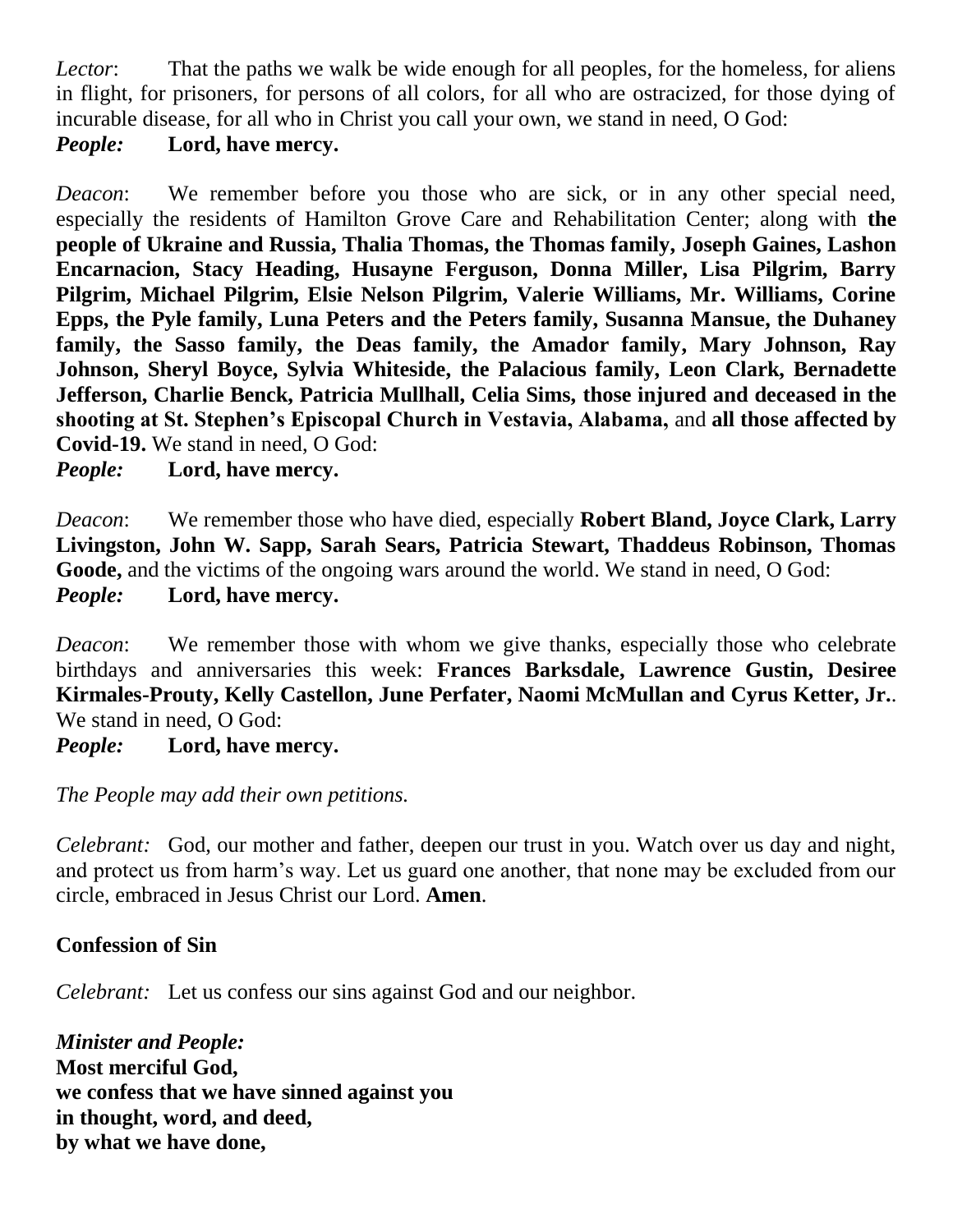*Lector*: That the paths we walk be wide enough for all peoples, for the homeless, for aliens in flight, for prisoners, for persons of all colors, for all who are ostracized, for those dying of incurable disease, for all who in Christ you call your own, we stand in need, O God:
***People:*** **Lord, have mercy.**

*Deacon*: We remember before you those who are sick, or in any other special need, especially the residents of Hamilton Grove Care and Rehabilitation Center; along with **the people of Ukraine and Russia, Thalia Thomas, the Thomas family, Joseph Gaines, Lashon Encarnacion, Stacy Heading, Husayne Ferguson, Donna Miller, Lisa Pilgrim, Barry Pilgrim, Michael Pilgrim, Elsie Nelson Pilgrim, Valerie Williams, Mr. Williams, Corine Epps, the Pyle family, Luna Peters and the Peters family, Susanna Mansue, the Duhaney family, the Sasso family, the Deas family, the Amador family, Mary Johnson, Ray Johnson, Sheryl Boyce, Sylvia Whiteside, the Palacious family, Leon Clark, Bernadette Jefferson, Charlie Benck, Patricia Mullhall, Celia Sims, those injured and deceased in the shooting at St. Stephen's Episcopal Church in Vestavia, Alabama,** and **all those affected by Covid-19.** We stand in need, O God:
***People:*** **Lord, have mercy.**

*Deacon*: We remember those who have died, especially **Robert Bland, Joyce Clark, Larry Livingston, John W. Sapp, Sarah Sears, Patricia Stewart, Thaddeus Robinson, Thomas Goode,** and the victims of the ongoing wars around the world. We stand in need, O God:
***People:*** **Lord, have mercy.**

*Deacon*: We remember those with whom we give thanks, especially those who celebrate birthdays and anniversaries this week: **Frances Barksdale, Lawrence Gustin, Desiree Kirmales-Prouty, Kelly Castellon, June Perfater, Naomi McMullan and Cyrus Ketter, Jr.**. We stand in need, O God:
***People:*** **Lord, have mercy.**

*The People may add their own petitions.*

*Celebrant:* God, our mother and father, deepen our trust in you. Watch over us day and night, and protect us from harm's way. Let us guard one another, that none may be excluded from our circle, embraced in Jesus Christ our Lord. **Amen**.

**Confession of Sin**

*Celebrant:* Let us confess our sins against God and our neighbor.

***Minister and People:***
**Most merciful God,**
**we confess that we have sinned against you**
**in thought, word, and deed,**
**by what we have done,**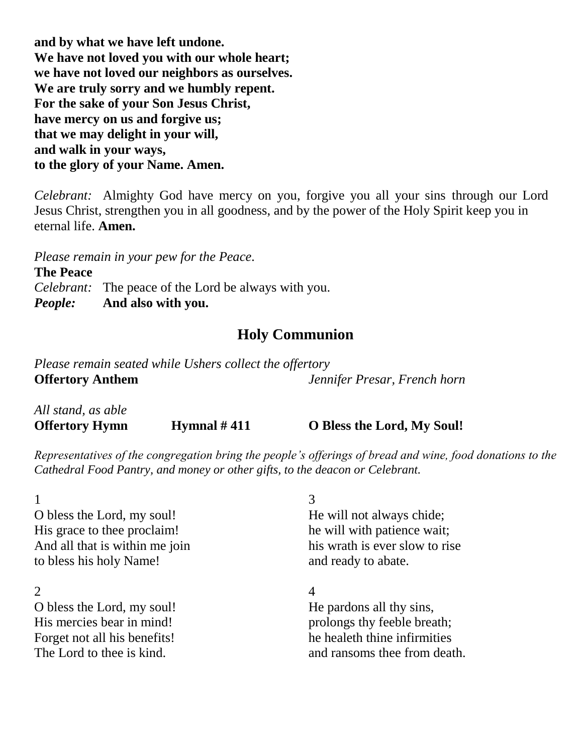**and by what we have left undone.**
**We have not loved you with our whole heart;**
**we have not loved our neighbors as ourselves.**
**We are truly sorry and we humbly repent.**
**For the sake of your Son Jesus Christ,**
**have mercy on us and forgive us;**
**that we may delight in your will,**
**and walk in your ways,**
**to the glory of your Name. Amen.**

*Celebrant:* Almighty God have mercy on you, forgive you all your sins through our Lord Jesus Christ, strengthen you in all goodness, and by the power of the Holy Spirit keep you in eternal life. **Amen.**

*Please remain in your pew for the Peace.*

**The Peace**

*Celebrant:* The peace of the Lord be always with you.
***People:*** **And also with you.**

## Holy Communion

*Please remain seated while Ushers collect the offertory*

**Offertory Anthem** *Jennifer Presar, French horn*

*All stand, as able*

**Offertory Hymn** **Hymnal # 411** **O Bless the Lord, My Soul!**

*Representatives of the congregation bring the people's offerings of bread and wine, food donations to the Cathedral Food Pantry, and money or other gifts, to the deacon or Celebrant.*

1
O bless the Lord, my soul!
His grace to thee proclaim!
And all that is within me join
to bless his holy Name!

2
O bless the Lord, my soul!
His mercies bear in mind!
Forget not all his benefits!
The Lord to thee is kind.

3
He will not always chide;
he will with patience wait;
his wrath is ever slow to rise
and ready to abate.

4
He pardons all thy sins,
prolongs thy feeble breath;
he healeth thine infirmities
and ransoms thee from death.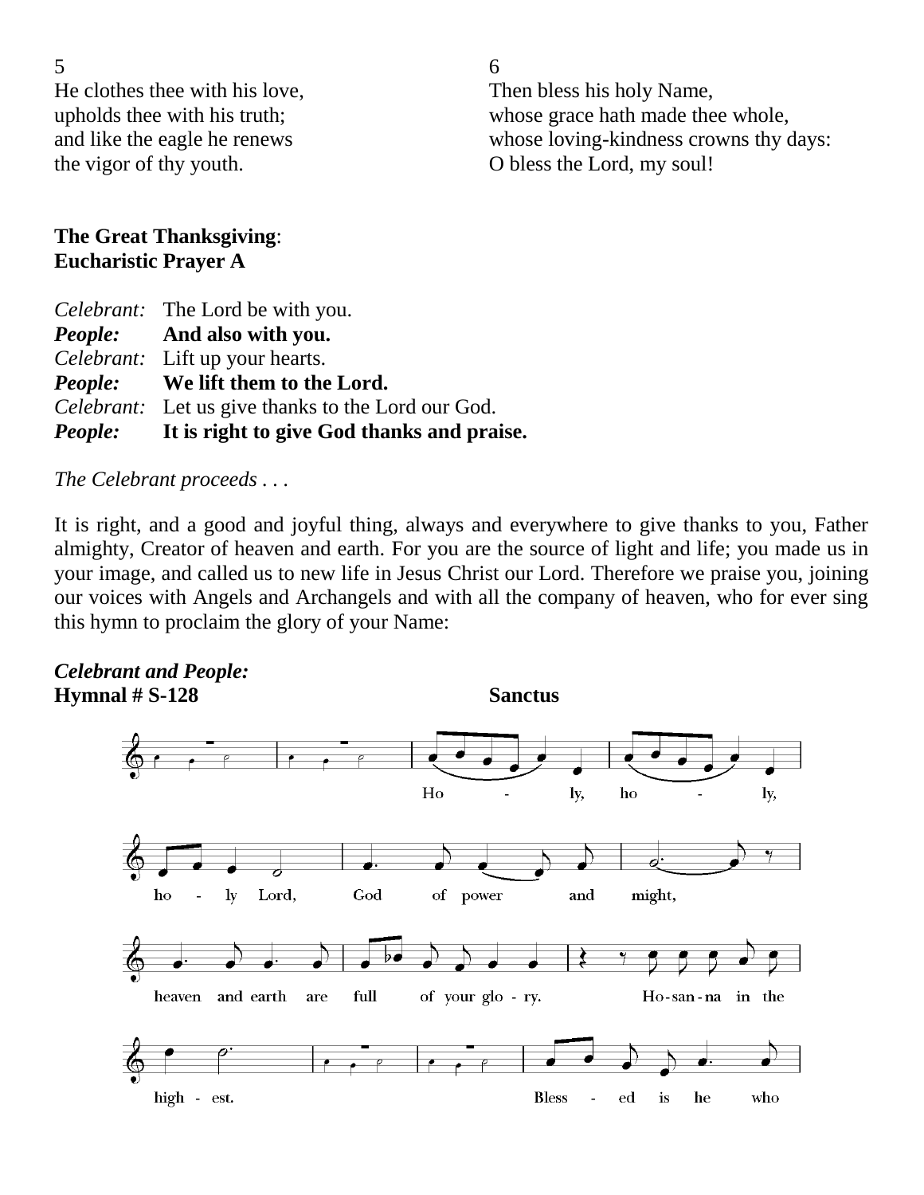5
He clothes thee with his love,
upholds thee with his truth;
and like the eagle he renews
the vigor of thy youth.

6
Then bless his holy Name,
whose grace hath made thee whole,
whose loving-kindness crowns thy days:
O bless the Lord, my soul!

**The Great Thanksgiving**:
**Eucharistic Prayer A**

*Celebrant:* The Lord be with you.
***People:*** **And also with you.**
*Celebrant:* Lift up your hearts.
***People:*** **We lift them to the Lord.**
*Celebrant:* Let us give thanks to the Lord our God.
***People:*** **It is right to give God thanks and praise.**

*The Celebrant proceeds . . .*

It is right, and a good and joyful thing, always and everywhere to give thanks to you, Father almighty, Creator of heaven and earth. For you are the source of light and life; you made us in your image, and called us to new life in Jesus Christ our Lord. Therefore we praise you, joining our voices with Angels and Archangels and with all the company of heaven, who for ever sing this hymn to proclaim the glory of your Name:

***Celebrant and People:***
**Hymnal # S-128** **Sanctus**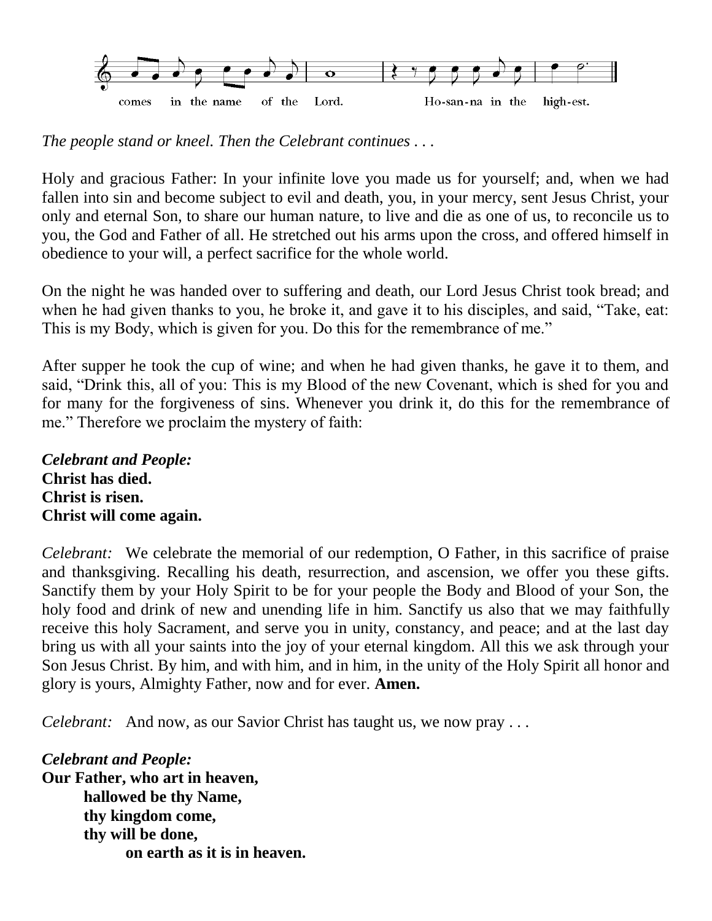comes in the name of the Lord. Ho-san-na in the high-est.

*The people stand or kneel. Then the Celebrant continues . . .*

Holy and gracious Father: In your infinite love you made us for yourself; and, when we had fallen into sin and become subject to evil and death, you, in your mercy, sent Jesus Christ, your only and eternal Son, to share our human nature, to live and die as one of us, to reconcile us to you, the God and Father of all. He stretched out his arms upon the cross, and offered himself in obedience to your will, a perfect sacrifice for the whole world.

On the night he was handed over to suffering and death, our Lord Jesus Christ took bread; and when he had given thanks to you, he broke it, and gave it to his disciples, and said, "Take, eat: This is my Body, which is given for you. Do this for the remembrance of me."

After supper he took the cup of wine; and when he had given thanks, he gave it to them, and said, "Drink this, all of you: This is my Blood of the new Covenant, which is shed for you and for many for the forgiveness of sins. Whenever you drink it, do this for the remembrance of me." Therefore we proclaim the mystery of faith:

***Celebrant and People:***
**Christ has died.**
**Christ is risen.**
**Christ will come again.**

*Celebrant:* We celebrate the memorial of our redemption, O Father, in this sacrifice of praise and thanksgiving. Recalling his death, resurrection, and ascension, we offer you these gifts. Sanctify them by your Holy Spirit to be for your people the Body and Blood of your Son, the holy food and drink of new and unending life in him. Sanctify us also that we may faithfully receive this holy Sacrament, and serve you in unity, constancy, and peace; and at the last day bring us with all your saints into the joy of your eternal kingdom. All this we ask through your Son Jesus Christ. By him, and with him, and in him, in the unity of the Holy Spirit all honor and glory is yours, Almighty Father, now and for ever. **Amen.**

*Celebrant:* And now, as our Savior Christ has taught us, we now pray . . .

***Celebrant and People:***
**Our Father, who art in heaven,**
**hallowed be thy Name,**
**thy kingdom come,**
**thy will be done,**
**on earth as it is in heaven.**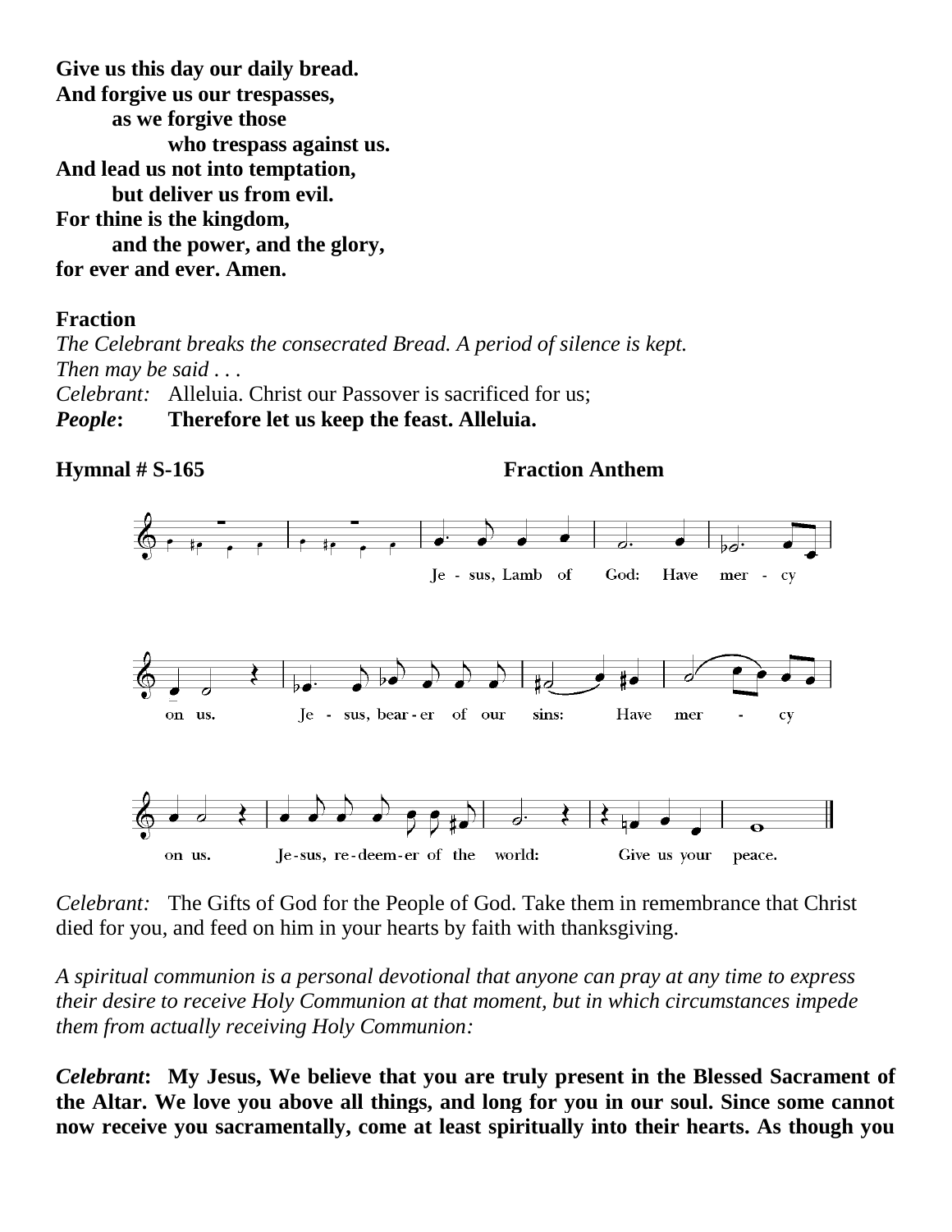**Give us this day our daily bread.**
**And forgive us our trespasses,**
**as we forgive those**
**who trespass against us.**
**And lead us not into temptation,**
**but deliver us from evil.**
**For thine is the kingdom,**
**and the power, and the glory,**
**for ever and ever. Amen.**

**Fraction**

*The Celebrant breaks the consecrated Bread. A period of silence is kept.*
*Then may be said . . .*
*Celebrant:* Alleluia. Christ our Passover is sacrificed for us;
***People*: Therefore let us keep the feast. Alleluia.**

**Hymnal # S-165 Fraction Anthem**

Je - sus, Lamb of God: Have mer - cy on us. Je - sus, bear - er of our sins: Have mer - cy on us. Je-sus, re-deem-er of the world: Give us your peace.

*Celebrant:* The Gifts of God for the People of God. Take them in remembrance that Christ died for you, and feed on him in your hearts by faith with thanksgiving.

*A spiritual communion is a personal devotional that anyone can pray at any time to express their desire to receive Holy Communion at that moment, but in which circumstances impede them from actually receiving Holy Communion:*

***Celebrant*: My Jesus, We believe that you are truly present in the Blessed Sacrament of the Altar. We love you above all things, and long for you in our soul. Since some cannot now receive you sacramentally, come at least spiritually into their hearts. As though you**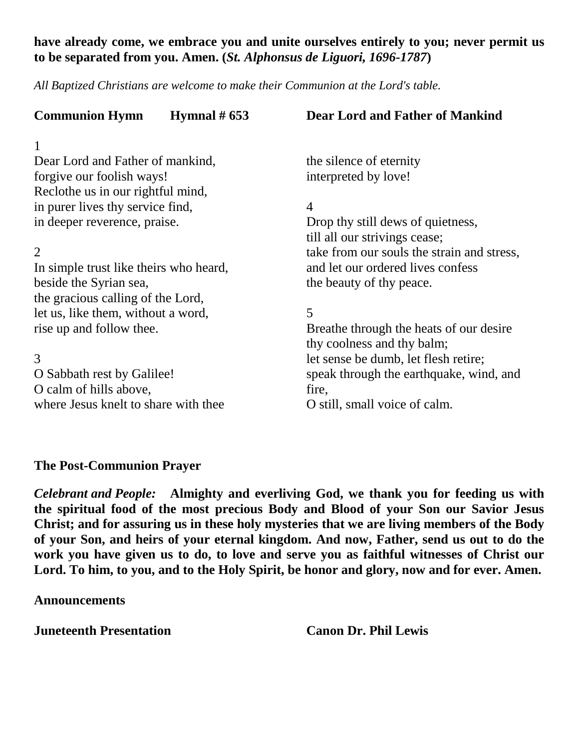**have already come, we embrace you and unite ourselves entirely to you; never permit us to be separated from you. Amen. (*St. Alphonsus de Liguori, 1696-1787*)**

*All Baptized Christians are welcome to make their Communion at the Lord's table.*

**Communion Hymn Hymnal # 653 Dear Lord and Father of Mankind**

1
Dear Lord and Father of mankind,
forgive our foolish ways!
Reclothe us in our rightful mind,
in purer lives thy service find,
in deeper reverence, praise.

2
In simple trust like theirs who heard,
beside the Syrian sea,
the gracious calling of the Lord,
let us, like them, without a word,
rise up and follow thee.

3
O Sabbath rest by Galilee!
O calm of hills above,
where Jesus knelt to share with thee
the silence of eternity
interpreted by love!

4
Drop thy still dews of quietness,
till all our strivings cease;
take from our souls the strain and stress,
and let our ordered lives confess
the beauty of thy peace.

5
Breathe through the heats of our desire
thy coolness and thy balm;
let sense be dumb, let flesh retire;
speak through the earthquake, wind, and fire,
O still, small voice of calm.

**The Post-Communion Prayer**

*Celebrant and People:* **Almighty and everliving God, we thank you for feeding us with the spiritual food of the most precious Body and Blood of your Son our Savior Jesus Christ; and for assuring us in these holy mysteries that we are living members of the Body of your Son, and heirs of your eternal kingdom. And now, Father, send us out to do the work you have given us to do, to love and serve you as faithful witnesses of Christ our Lord. To him, to you, and to the Holy Spirit, be honor and glory, now and for ever. Amen.**

**Announcements**

**Juneteenth Presentation Canon Dr. Phil Lewis**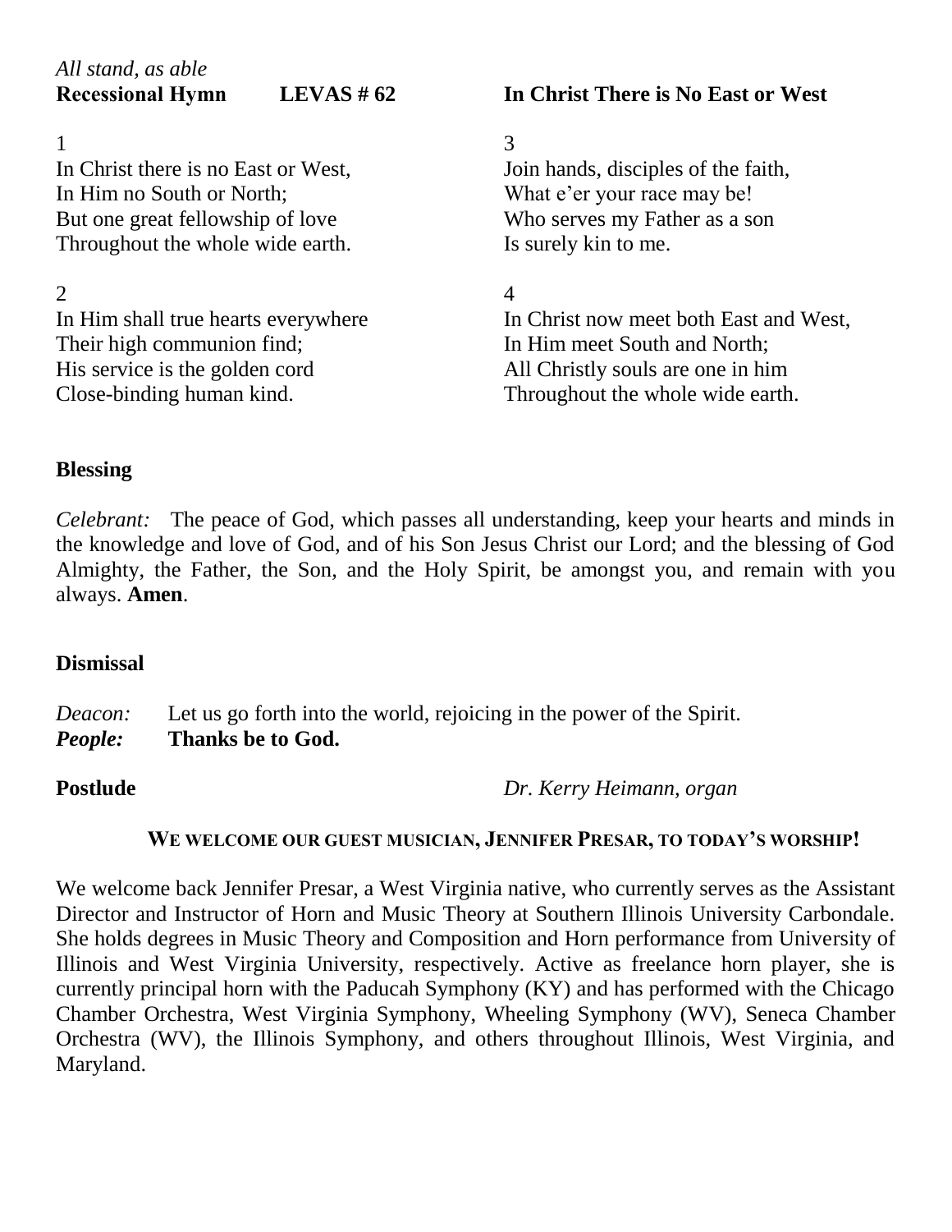*All stand, as able*

**Recessional Hymn LEVAS # 62 In Christ There is No East or West**

1
In Christ there is no East or West,
In Him no South or North;
But one great fellowship of love
Throughout the whole wide earth.

2
In Him shall true hearts everywhere
Their high communion find;
His service is the golden cord
Close-binding human kind.

3
Join hands, disciples of the faith,
What e'er your race may be!
Who serves my Father as a son
Is surely kin to me.

4
In Christ now meet both East and West,
In Him meet South and North;
All Christly souls are one in him
Throughout the whole wide earth.

**Blessing**

*Celebrant:* The peace of God, which passes all understanding, keep your hearts and minds in the knowledge and love of God, and of his Son Jesus Christ our Lord; and the blessing of God Almighty, the Father, the Son, and the Holy Spirit, be amongst you, and remain with you always. **Amen**.

**Dismissal**

*Deacon:* Let us go forth into the world, rejoicing in the power of the Spirit.
***People:*** **Thanks be to God.**

**Postlude** *Dr. Kerry Heimann, organ*

**WE WELCOME OUR GUEST MUSICIAN, JENNIFER PRESAR, TO TODAY'S WORSHIP!**

We welcome back Jennifer Presar, a West Virginia native, who currently serves as the Assistant Director and Instructor of Horn and Music Theory at Southern Illinois University Carbondale. She holds degrees in Music Theory and Composition and Horn performance from University of Illinois and West Virginia University, respectively. Active as freelance horn player, she is currently principal horn with the Paducah Symphony (KY) and has performed with the Chicago Chamber Orchestra, West Virginia Symphony, Wheeling Symphony (WV), Seneca Chamber Orchestra (WV), the Illinois Symphony, and others throughout Illinois, West Virginia, and Maryland.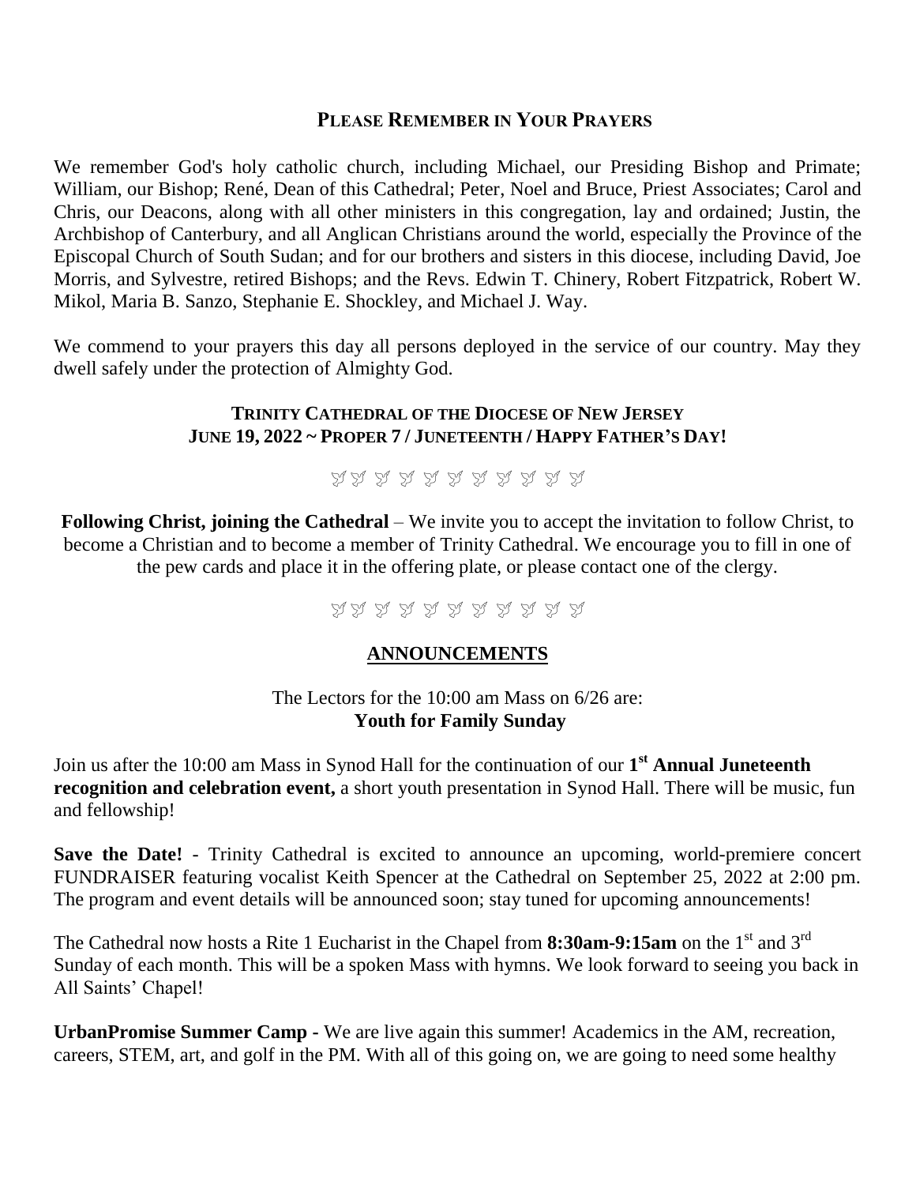## Please Remember in Your Prayers

We remember God's holy catholic church, including Michael, our Presiding Bishop and Primate; William, our Bishop; René, Dean of this Cathedral; Peter, Noel and Bruce, Priest Associates; Carol and Chris, our Deacons, along with all other ministers in this congregation, lay and ordained; Justin, the Archbishop of Canterbury, and all Anglican Christians around the world, especially the Province of the Episcopal Church of South Sudan; and for our brothers and sisters in this diocese, including David, Joe Morris, and Sylvestre, retired Bishops; and the Revs. Edwin T. Chinery, Robert Fitzpatrick, Robert W. Mikol, Maria B. Sanzo, Stephanie E. Shockley, and Michael J. Way.

We commend to your prayers this day all persons deployed in the service of our country. May they dwell safely under the protection of Almighty God.

### Trinity Cathedral of the Diocese of New Jersey
### June 19, 2022 ~ Proper 7 / Juneteenth / Happy Father's Day!

**Following Christ, joining the Cathedral** – We invite you to accept the invitation to follow Christ, to become a Christian and to become a member of Trinity Cathedral. We encourage you to fill in one of the pew cards and place it in the offering plate, or please contact one of the clergy.

## ANNOUNCEMENTS

The Lectors for the 10:00 am Mass on 6/26 are:
**Youth for Family Sunday**

Join us after the 10:00 am Mass in Synod Hall for the continuation of our **1st Annual Juneteenth recognition and celebration event,** a short youth presentation in Synod Hall. There will be music, fun and fellowship!

**Save the Date!** - Trinity Cathedral is excited to announce an upcoming, world-premiere concert FUNDRAISER featuring vocalist Keith Spencer at the Cathedral on September 25, 2022 at 2:00 pm. The program and event details will be announced soon; stay tuned for upcoming announcements!

The Cathedral now hosts a Rite 1 Eucharist in the Chapel from **8:30am-9:15am** on the 1st and 3rd Sunday of each month. This will be a spoken Mass with hymns. We look forward to seeing you back in All Saints' Chapel!

**UrbanPromise Summer Camp -** We are live again this summer! Academics in the AM, recreation, careers, STEM, art, and golf in the PM. With all of this going on, we are going to need some healthy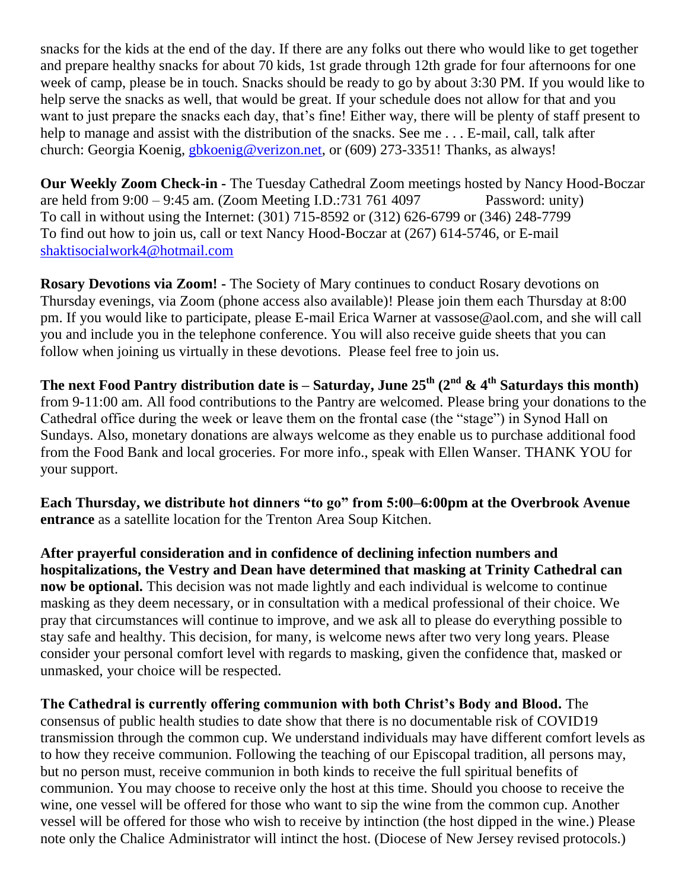snacks for the kids at the end of the day. If there are any folks out there who would like to get together and prepare healthy snacks for about 70 kids, 1st grade through 12th grade for four afternoons for one week of camp, please be in touch. Snacks should be ready to go by about 3:30 PM. If you would like to help serve the snacks as well, that would be great. If your schedule does not allow for that and you want to just prepare the snacks each day, that's fine! Either way, there will be plenty of staff present to help to manage and assist with the distribution of the snacks. See me . . . E-mail, call, talk after church: Georgia Koenig, gbkoenig@verizon.net, or (609) 273-3351! Thanks, as always!

**Our Weekly Zoom Check-in -** The Tuesday Cathedral Zoom meetings hosted by Nancy Hood-Boczar are held from 9:00 – 9:45 am. (Zoom Meeting I.D.:731 761 4097 Password: unity)
To call in without using the Internet: (301) 715-8592 or (312) 626-6799 or (346) 248-7799
To find out how to join us, call or text Nancy Hood-Boczar at (267) 614-5746, or E-mail shaktisocialwork4@hotmail.com

**Rosary Devotions via Zoom! -** The Society of Mary continues to conduct Rosary devotions on Thursday evenings, via Zoom (phone access also available)! Please join them each Thursday at 8:00 pm. If you would like to participate, please E-mail Erica Warner at vassose@aol.com, and she will call you and include you in the telephone conference. You will also receive guide sheets that you can follow when joining us virtually in these devotions. Please feel free to join us.

**The next Food Pantry distribution date is – Saturday, June 25th (2nd & 4th Saturdays this month)** from 9-11:00 am. All food contributions to the Pantry are welcomed. Please bring your donations to the Cathedral office during the week or leave them on the frontal case (the "stage") in Synod Hall on Sundays. Also, monetary donations are always welcome as they enable us to purchase additional food from the Food Bank and local groceries. For more info., speak with Ellen Wanser. THANK YOU for your support.

**Each Thursday, we distribute hot dinners "to go" from 5:00–6:00pm at the Overbrook Avenue entrance** as a satellite location for the Trenton Area Soup Kitchen.

**After prayerful consideration and in confidence of declining infection numbers and hospitalizations, the Vestry and Dean have determined that masking at Trinity Cathedral can now be optional.** This decision was not made lightly and each individual is welcome to continue masking as they deem necessary, or in consultation with a medical professional of their choice. We pray that circumstances will continue to improve, and we ask all to please do everything possible to stay safe and healthy. This decision, for many, is welcome news after two very long years. Please consider your personal comfort level with regards to masking, given the confidence that, masked or unmasked, your choice will be respected.

**The Cathedral is currently offering communion with both Christ's Body and Blood.** The consensus of public health studies to date show that there is no documentable risk of COVID19 transmission through the common cup. We understand individuals may have different comfort levels as to how they receive communion. Following the teaching of our Episcopal tradition, all persons may, but no person must, receive communion in both kinds to receive the full spiritual benefits of communion. You may choose to receive only the host at this time. Should you choose to receive the wine, one vessel will be offered for those who want to sip the wine from the common cup. Another vessel will be offered for those who wish to receive by intinction (the host dipped in the wine.) Please note only the Chalice Administrator will intinct the host. (Diocese of New Jersey revised protocols.)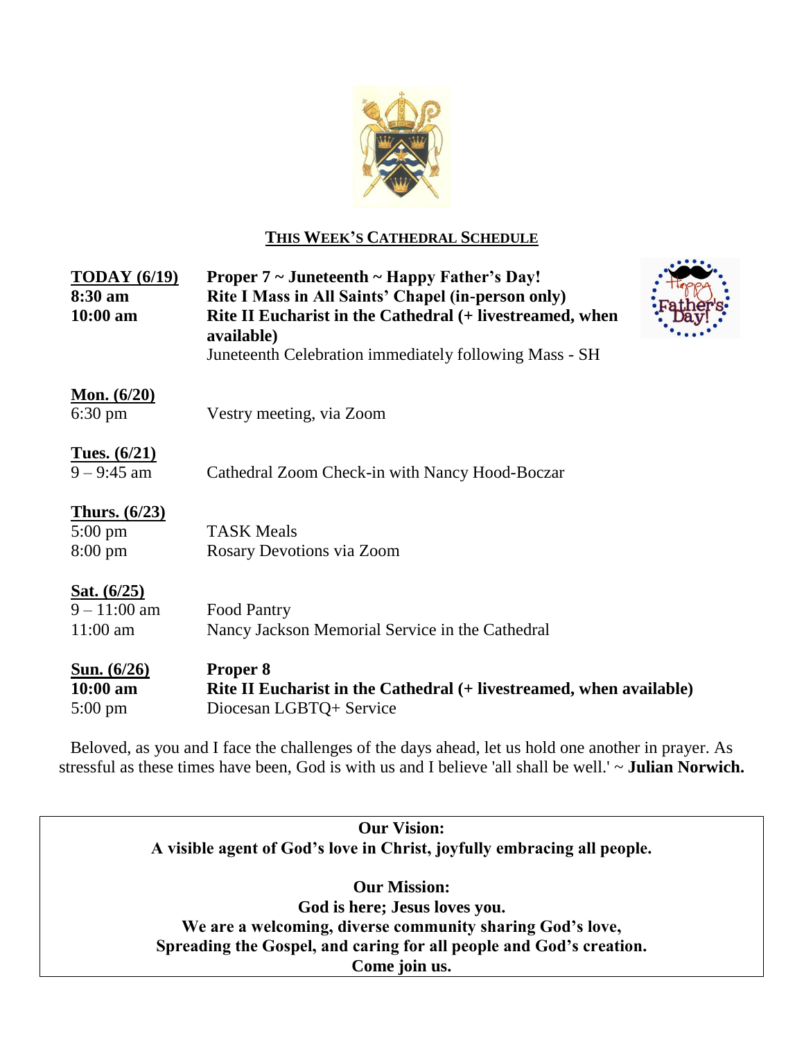## THIS WEEK'S CATHEDRAL SCHEDULE

**TODAY (6/19)** — **Proper 7 ~ Juneteenth ~ Happy Father's Day!**

**8:30 am** — **Rite I Mass in All Saints' Chapel (in-person only)**

**10:00 am** — **Rite II Eucharist in the Cathedral (+ livestreamed, when available)**

Juneteenth Celebration immediately following Mass - SH

**Mon. (6/20)**

6:30 pm — Vestry meeting, via Zoom

**Tues. (6/21)**

9 – 9:45 am — Cathedral Zoom Check-in with Nancy Hood-Boczar

**Thurs. (6/23)**

5:00 pm — TASK Meals

8:00 pm — Rosary Devotions via Zoom

**Sat. (6/25)**

9 – 11:00 am — Food Pantry

11:00 am — Nancy Jackson Memorial Service in the Cathedral

**Sun. (6/26)** — **Proper 8**

**10:00 am** — **Rite II Eucharist in the Cathedral (+ livestreamed, when available)**

5:00 pm — Diocesan LGBTQ+ Service

Beloved, as you and I face the challenges of the days ahead, let us hold one another in prayer. As stressful as these times have been, God is with us and I believe 'all shall be well.' ~ **Julian Norwich.**

**Our Vision:**
**A visible agent of God's love in Christ, joyfully embracing all people.**

**Our Mission:**
**God is here; Jesus loves you.**
**We are a welcoming, diverse community sharing God's love,**
**Spreading the Gospel, and caring for all people and God's creation.**
**Come join us.**